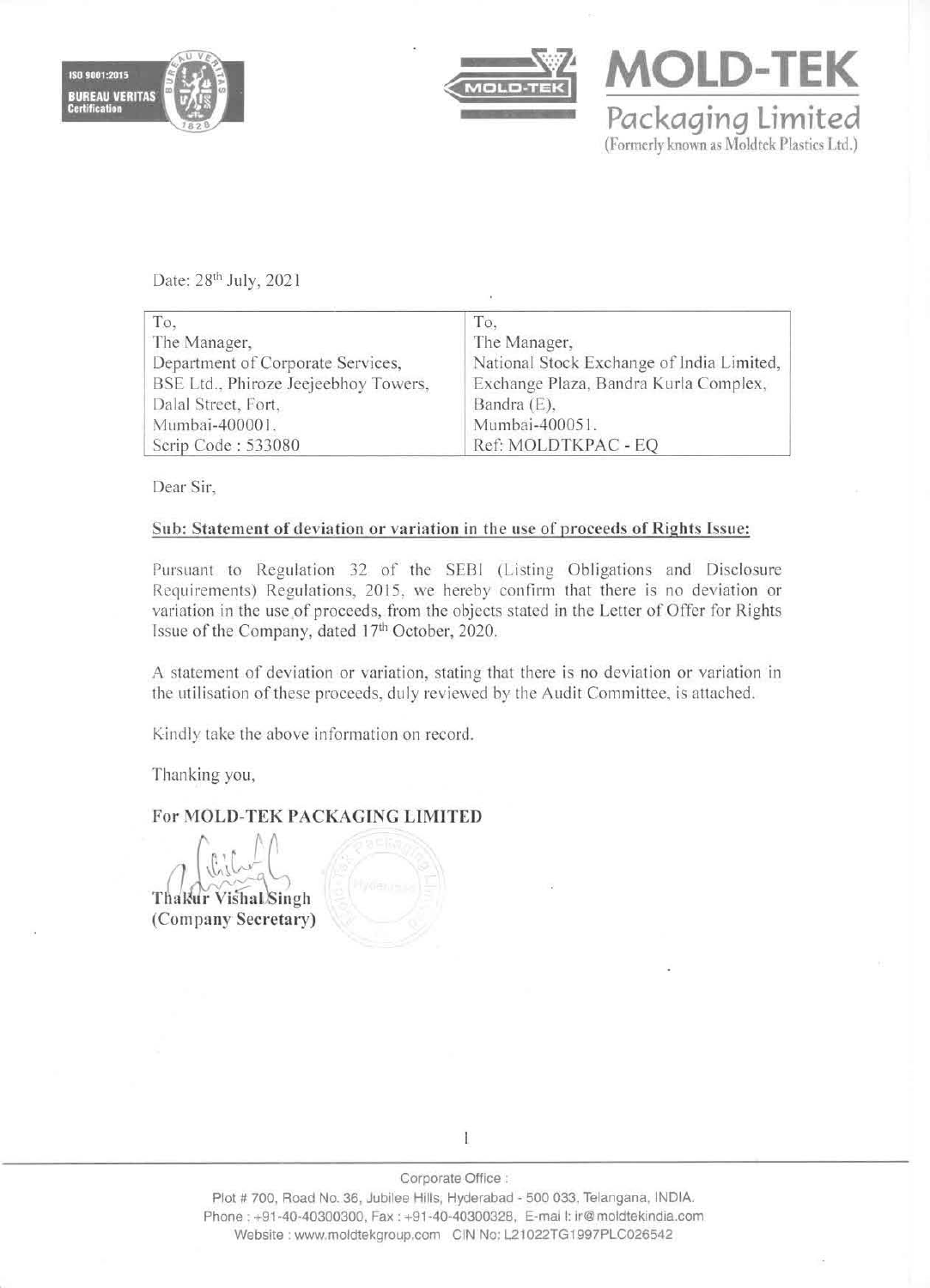**MOLD-TEK**
**Packaging Limited**
(Formerly known as Moldtek Plastics Ltd.)

Date: 28th July, 2021

| To, | To, |
|---|---|
| The Manager, | The Manager, |
| Department of Corporate Services, | National Stock Exchange of India Limited, |
| BSE Ltd., Phiroze Jeejeebhoy Towers, | Exchange Plaza, Bandra Kurla Complex, |
| Dalal Street, Fort, | Bandra (E), |
| Mumbai-400001. | Mumbai-400051. |
| Scrip Code : 533080 | Ref: MOLDTKPAC - EQ |

Dear Sir,

**Sub: Statement of deviation or variation in the use of proceeds of Rights Issue:**

Pursuant to Regulation 32 of the SEBI (Listing Obligations and Disclosure Requirements) Regulations, 2015, we hereby confirm that there is no deviation or variation in the use of proceeds, from the objects stated in the Letter of Offer for Rights Issue of the Company, dated 17th October, 2020.

A statement of deviation or variation, stating that there is no deviation or variation in the utilisation of these proceeds, duly reviewed by the Audit Committee, is attached.

Kindly take the above information on record.

Thanking you,

**For MOLD-TEK PACKAGING LIMITED**

**Thakur Vishal Singh**
**(Company Secretary)**

Corporate Office :
Plot # 700, Road No. 36, Jubilee Hills, Hyderabad - 500 033, Telangana, INDIA.
Phone : +91-40-40300300, Fax : +91-40-40300328, E-mail: ir@moldtekindia.com
Website : www.moldtekgroup.com CIN No: L21022TG1997PLC026542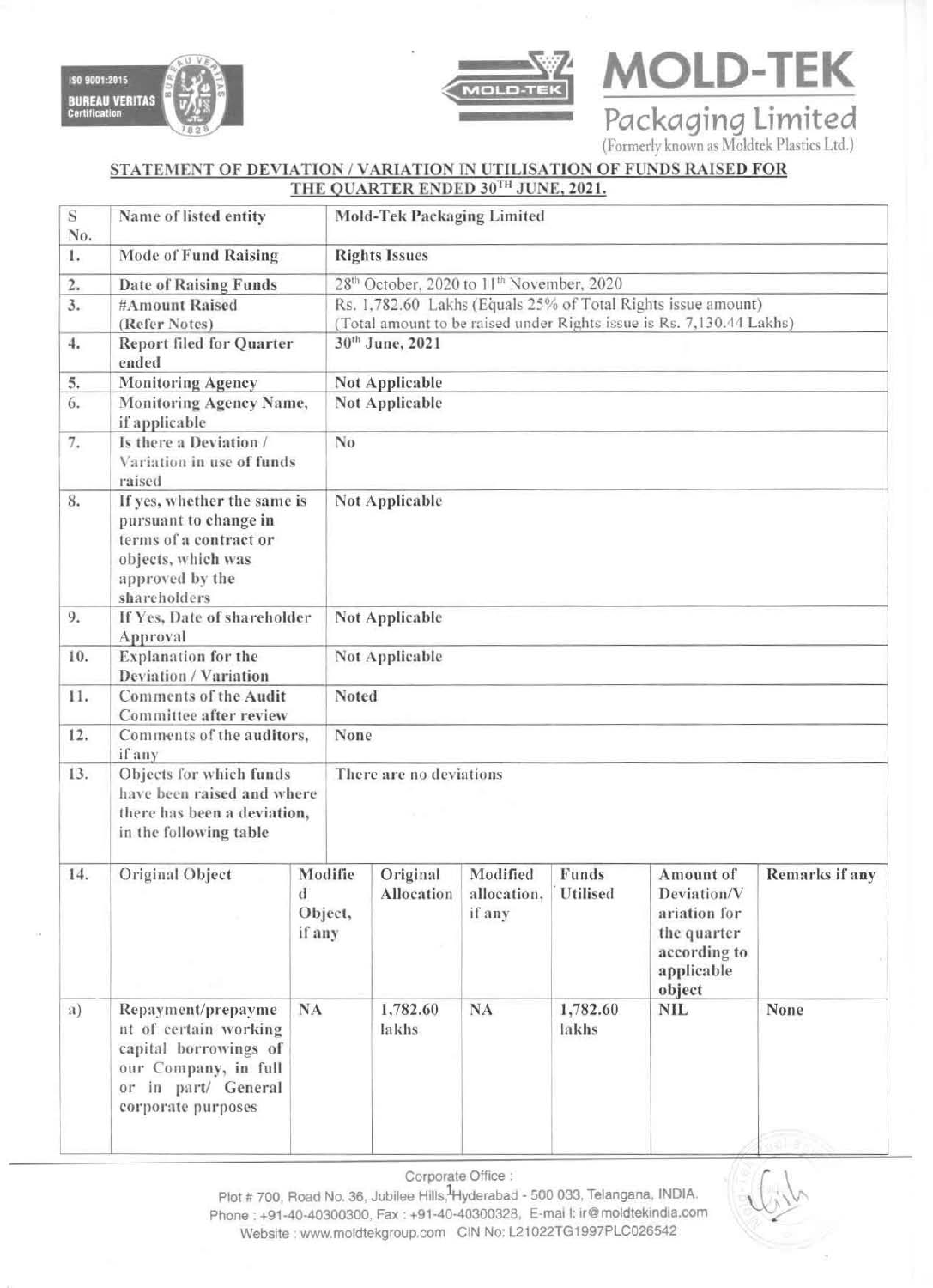MOLD-TEK Packaging Limited
(Formerly known as Moldtek Plastics Ltd.)

## STATEMENT OF DEVIATION / VARIATION IN UTILISATION OF FUNDS RAISED FOR THE QUARTER ENDED 30TH JUNE, 2021.

| S No. | Name of listed entity | Mold-Tek Packaging Limited | | | | | |
|---|---|---|---|---|---|---|---|
| 1. | Mode of Fund Raising | Rights Issues | | | | | |
| 2. | Date of Raising Funds | 28th October, 2020 to 11th November, 2020 | | | | | |
| 3. | #Amount Raised (Refer Notes) | Rs. 1,782.60 Lakhs (Equals 25% of Total Rights issue amount) (Total amount to be raised under Rights issue is Rs. 7,130.44 Lakhs) | | | | | |
| 4. | Report filed for Quarter ended | 30th June, 2021 | | | | | |
| 5. | Monitoring Agency | Not Applicable | | | | | |
| 6. | Monitoring Agency Name, if applicable | Not Applicable | | | | | |
| 7. | Is there a Deviation / Variation in use of funds raised | No | | | | | |
| 8. | If yes, whether the same is pursuant to change in terms of a contract or objects, which was approved by the shareholders | Not Applicable | | | | | |
| 9. | If Yes, Date of shareholder Approval | Not Applicable | | | | | |
| 10. | Explanation for the Deviation / Variation | Not Applicable | | | | | |
| 11. | Comments of the Audit Committee after review | Noted | | | | | |
| 12. | Comments of the auditors, if any | None | | | | | |
| 13. | Objects for which funds have been raised and where there has been a deviation, in the following table | There are no deviations | | | | | |
| 14. | Original Object | Modified Object, if any | Original Allocation | Modified allocation, if any | Funds Utilised | Amount of Deviation/Variation for the quarter according to applicable object | Remarks if any |
| a) | Repayment/prepayment of certain working capital borrowings of our Company, in full or in part/ General corporate purposes | NA | 1,782.60 lakhs | NA | 1,782.60 lakhs | NIL | None |

Corporate Office :
Plot # 700, Road No. 36, Jubilee Hills, Hyderabad - 500 033, Telangana, INDIA.
Phone : +91-40-40300300, Fax : +91-40-40300328, E-mail: ir@moldtekindia.com
Website : www.moldtekgroup.com CIN No: L21022TG1997PLC026542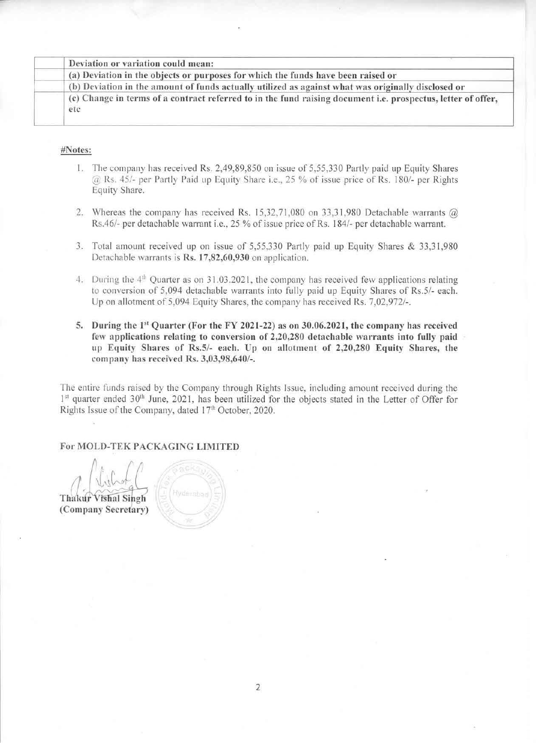| | |
|---|---|
| | **Deviation or variation could mean:** |
| | **(a) Deviation in the objects or purposes for which the funds have been raised or** |
| | **(b) Deviation in the amount of funds actually utilized as against what was originally disclosed or** |
| | **(c) Change in terms of a contract referred to in the fund raising document i.e. prospectus, letter of offer, etc** |

**#Notes:**

1. The company has received Rs. 2,49,89,850 on issue of 5,55,330 Partly paid up Equity Shares @ Rs. 45/- per Partly Paid up Equity Share i.e., 25 % of issue price of Rs. 180/- per Rights Equity Share.

2. Whereas the company has received Rs. 15,32,71,080 on 33,31,980 Detachable warrants @ Rs.46/- per detachable warrant i.e., 25 % of issue price of Rs. 184/- per detachable warrant.

3. Total amount received up on issue of 5,55,330 Partly paid up Equity Shares & 33,31,980 Detachable warrants is **Rs. 17,82,60,930** on application.

4. During the 4th Quarter as on 31.03.2021, the company has received few applications relating to conversion of 5,094 detachable warrants into fully paid up Equity Shares of Rs.5/- each. Up on allotment of 5,094 Equity Shares, the company has received Rs. 7,02,972/-.

5. **During the 1st Quarter (For the FY 2021-22) as on 30.06.2021, the company has received few applications relating to conversion of 2,20,280 detachable warrants into fully paid up Equity Shares of Rs.5/- each. Up on allotment of 2,20,280 Equity Shares, the company has received Rs. 3,03,98,640/-.**

The entire funds raised by the Company through Rights Issue, including amount received during the 1st quarter ended 30th June, 2021, has been utilized for the objects stated in the Letter of Offer for Rights Issue of the Company, dated 17th October, 2020.

**For MOLD-TEK PACKAGING LIMITED**

**Thakur Vishal Singh**
**(Company Secretary)**